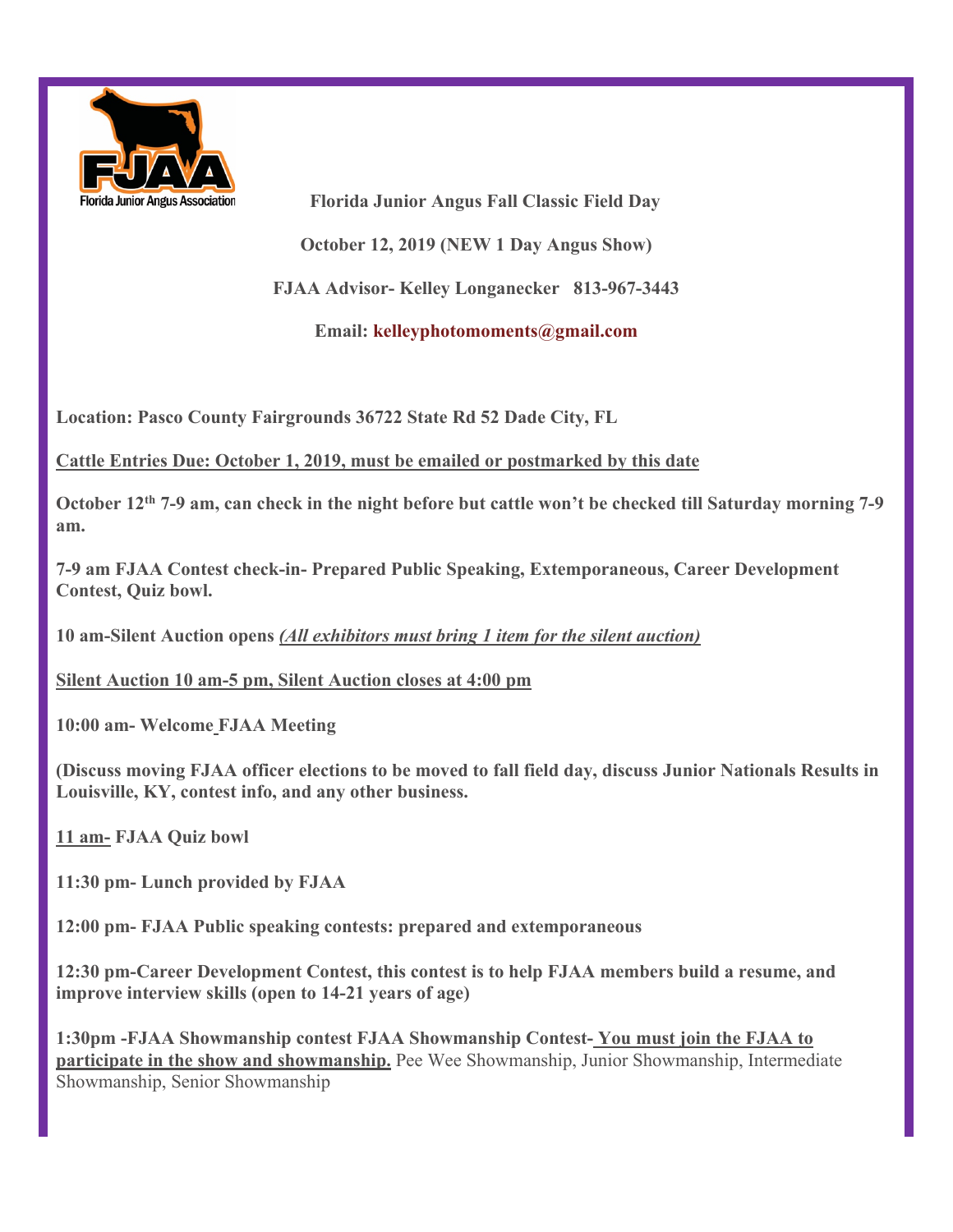Florida Junior Angus Association

**Florida Junior Angus Fall Classic Field Day**

**October 12, 2019 (NEW 1 Day Angus Show)**

**FJAA Advisor- Kelley Longanecker 813-967-3443**

**Email: kelleyphotomoments@gmail.com**

**Location: Pasco County Fairgrounds 36722 State Rd 52 Dade City, FL**

**Cattle Entries Due: October 1, 2019, must be emailed or postmarked by this date**

**October 12th 7-9 am, can check in the night before but cattle won't be checked till Saturday morning 7-9 am.**

**7-9 am FJAA Contest check-in- Prepared Public Speaking, Extemporaneous, Career Development Contest, Quiz bowl.**

**10 am-Silent Auction opens *(All exhibitors must bring 1 item for the silent auction)***

**Silent Auction 10 am-5 pm, Silent Auction closes at 4:00 pm**

**10:00 am- Welcome FJAA Meeting**

**(Discuss moving FJAA officer elections to be moved to fall field day, discuss Junior Nationals Results in Louisville, KY, contest info, and any other business.**

**11 am- FJAA Quiz bowl**

**11:30 pm- Lunch provided by FJAA**

**12:00 pm- FJAA Public speaking contests: prepared and extemporaneous**

**12:30 pm-Career Development Contest, this contest is to help FJAA members build a resume, and improve interview skills (open to 14-21 years of age)**

**1:30pm -FJAA Showmanship contest FJAA Showmanship Contest- You must join the FJAA to participate in the show and showmanship.** Pee Wee Showmanship, Junior Showmanship, Intermediate Showmanship, Senior Showmanship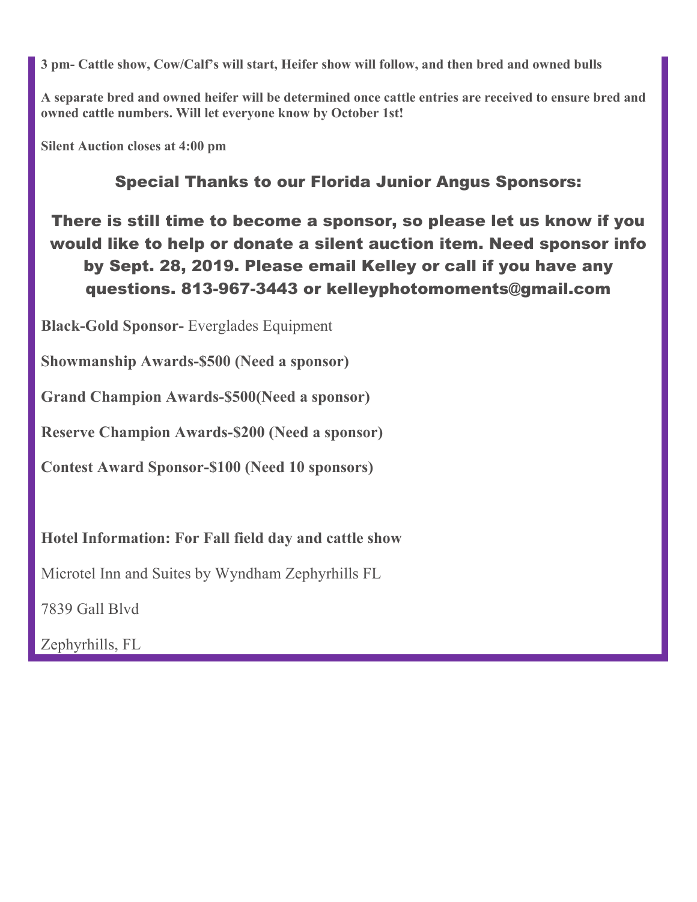**3 pm- Cattle show, Cow/Calf's will start, Heifer show will follow, and then bred and owned bulls**

**A separate bred and owned heifer will be determined once cattle entries are received to ensure bred and owned cattle numbers. Will let everyone know by October 1st!**

**Silent Auction closes at 4:00 pm**

## Special Thanks to our Florida Junior Angus Sponsors:

## There is still time to become a sponsor, so please let us know if you would like to help or donate a silent auction item. Need sponsor info by Sept. 28, 2019. Please email Kelley or call if you have any questions. 813-967-3443 or kelleyphotomoments@gmail.com

**Black-Gold Sponsor-** Everglades Equipment

**Showmanship Awards-$500 (Need a sponsor)**

**Grand Champion Awards-$500(Need a sponsor)**

**Reserve Champion Awards-$200 (Need a sponsor)**

**Contest Award Sponsor-$100 (Need 10 sponsors)**

**Hotel Information: For Fall field day and cattle show**

Microtel Inn and Suites by Wyndham Zephyrhills FL

7839 Gall Blvd

Zephyrhills, FL